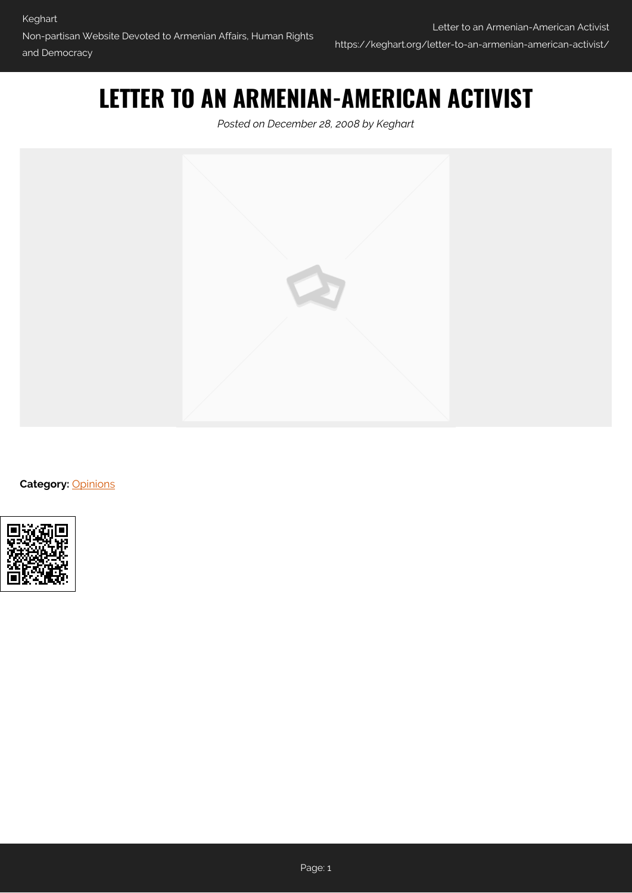# LETTER TO AN ARMENIAN-AMERICAN ACTIVIST

*Posted on December 28, 2008 by Keghart*

**Category:** Opinions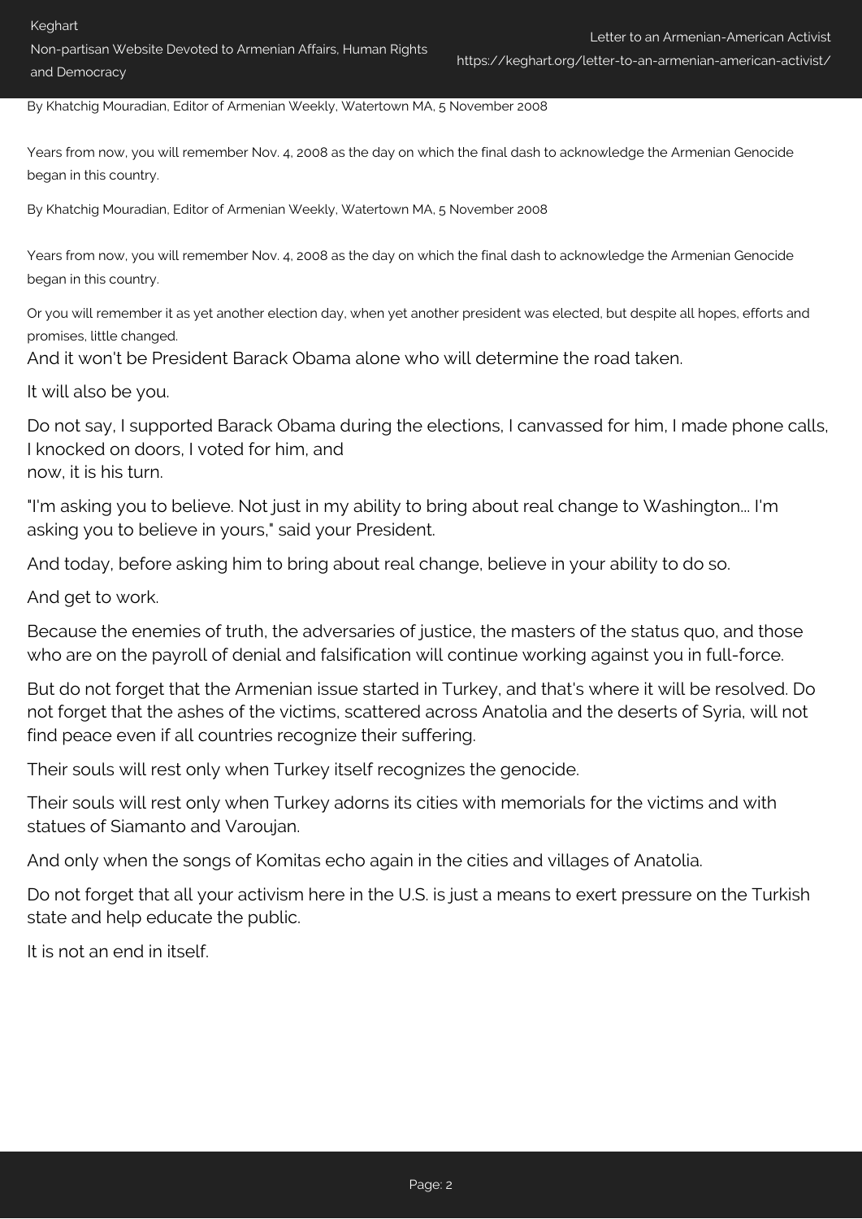By Khatchig Mouradian, Editor of Armenian Weekly, Watertown MA, 5 November 2008

Years from now, you will remember Nov. 4, 2008 as the day on which the final dash to acknowledge the Armenian Genocide began in this country.

By Khatchig Mouradian, Editor of Armenian Weekly, Watertown MA, 5 November 2008

Years from now, you will remember Nov. 4, 2008 as the day on which the final dash to acknowledge the Armenian Genocide began in this country.

Or you will remember it as yet another election day, when yet another president was elected, but despite all hopes, efforts and promises, little changed.

And it won't be President Barack Obama alone who will determine the road taken.

It will also be you.

Do not say, I supported Barack Obama during the elections, I canvassed for him, I made phone calls, I knocked on doors, I voted for him, and
now, it is his turn.

"I'm asking you to believe. Not just in my ability to bring about real change to Washington... I'm asking you to believe in yours," said your President.

And today, before asking him to bring about real change, believe in your ability to do so.

And get to work.

Because the enemies of truth, the adversaries of justice, the masters of the status quo, and those who are on the payroll of denial and falsification will continue working against you in full-force.

But do not forget that the Armenian issue started in Turkey, and that's where it will be resolved. Do not forget that the ashes of the victims, scattered across Anatolia and the deserts of Syria, will not find peace even if all countries recognize their suffering.

Their souls will rest only when Turkey itself recognizes the genocide.

Their souls will rest only when Turkey adorns its cities with memorials for the victims and with statues of Siamanto and Varoujan.

And only when the songs of Komitas echo again in the cities and villages of Anatolia.

Do not forget that all your activism here in the U.S. is just a means to exert pressure on the Turkish state and help educate the public.

It is not an end in itself.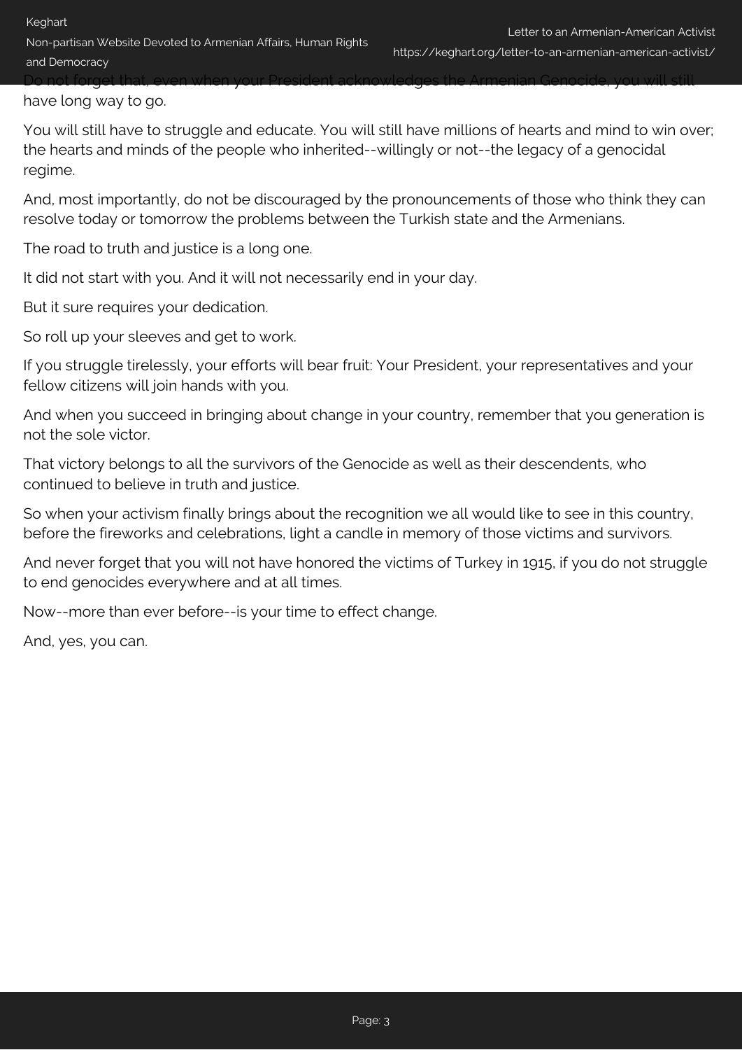Do not forget that, even when your President acknowledges the Armenian Genocide, you will still have long way to go.

You will still have to struggle and educate. You will still have millions of hearts and mind to win over; the hearts and minds of the people who inherited--willingly or not--the legacy of a genocidal regime.

And, most importantly, do not be discouraged by the pronouncements of those who think they can resolve today or tomorrow the problems between the Turkish state and the Armenians.

The road to truth and justice is a long one.

It did not start with you. And it will not necessarily end in your day.

But it sure requires your dedication.

So roll up your sleeves and get to work.

If you struggle tirelessly, your efforts will bear fruit: Your President, your representatives and your fellow citizens will join hands with you.

And when you succeed in bringing about change in your country, remember that you generation is not the sole victor.

That victory belongs to all the survivors of the Genocide as well as their descendents, who continued to believe in truth and justice.

So when your activism finally brings about the recognition we all would like to see in this country, before the fireworks and celebrations, light a candle in memory of those victims and survivors.

And never forget that you will not have honored the victims of Turkey in 1915, if you do not struggle to end genocides everywhere and at all times.

Now--more than ever before--is your time to effect change.

And, yes, you can.